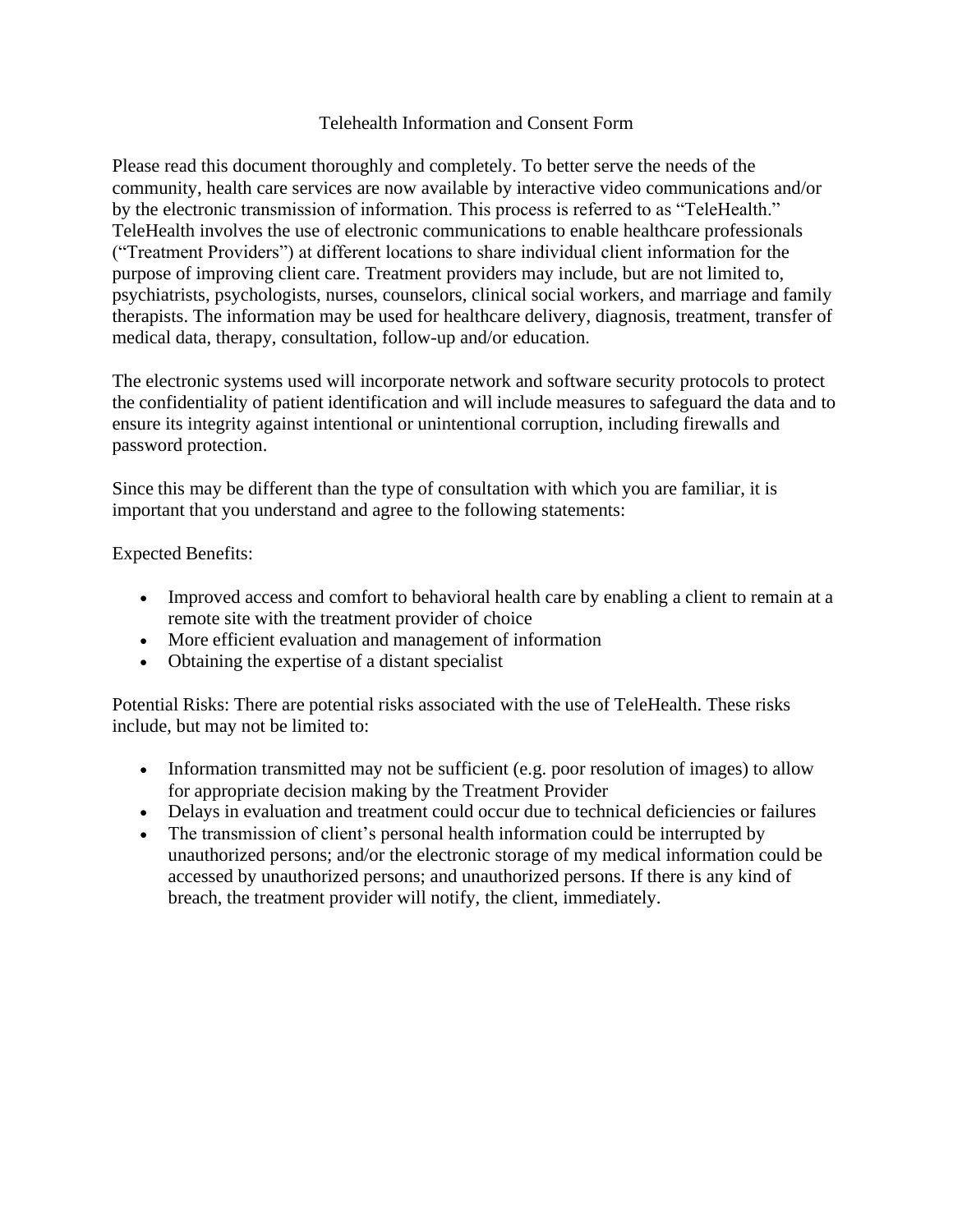# Telehealth Information and Consent Form

Please read this document thoroughly and completely. To better serve the needs of the community, health care services are now available by interactive video communications and/or by the electronic transmission of information. This process is referred to as "TeleHealth." TeleHealth involves the use of electronic communications to enable healthcare professionals ("Treatment Providers") at different locations to share individual client information for the purpose of improving client care. Treatment providers may include, but are not limited to, psychiatrists, psychologists, nurses, counselors, clinical social workers, and marriage and family therapists. The information may be used for healthcare delivery, diagnosis, treatment, transfer of medical data, therapy, consultation, follow-up and/or education.

The electronic systems used will incorporate network and software security protocols to protect the confidentiality of patient identification and will include measures to safeguard the data and to ensure its integrity against intentional or unintentional corruption, including firewalls and password protection.

Since this may be different than the type of consultation with which you are familiar, it is important that you understand and agree to the following statements:

Expected Benefits:

- Improved access and comfort to behavioral health care by enabling a client to remain at a remote site with the treatment provider of choice
- More efficient evaluation and management of information
- Obtaining the expertise of a distant specialist

Potential Risks: There are potential risks associated with the use of TeleHealth. These risks include, but may not be limited to:

- Information transmitted may not be sufficient (e.g. poor resolution of images) to allow for appropriate decision making by the Treatment Provider
- Delays in evaluation and treatment could occur due to technical deficiencies or failures
- The transmission of client's personal health information could be interrupted by unauthorized persons; and/or the electronic storage of my medical information could be accessed by unauthorized persons; and unauthorized persons. If there is any kind of breach, the treatment provider will notify, the client, immediately.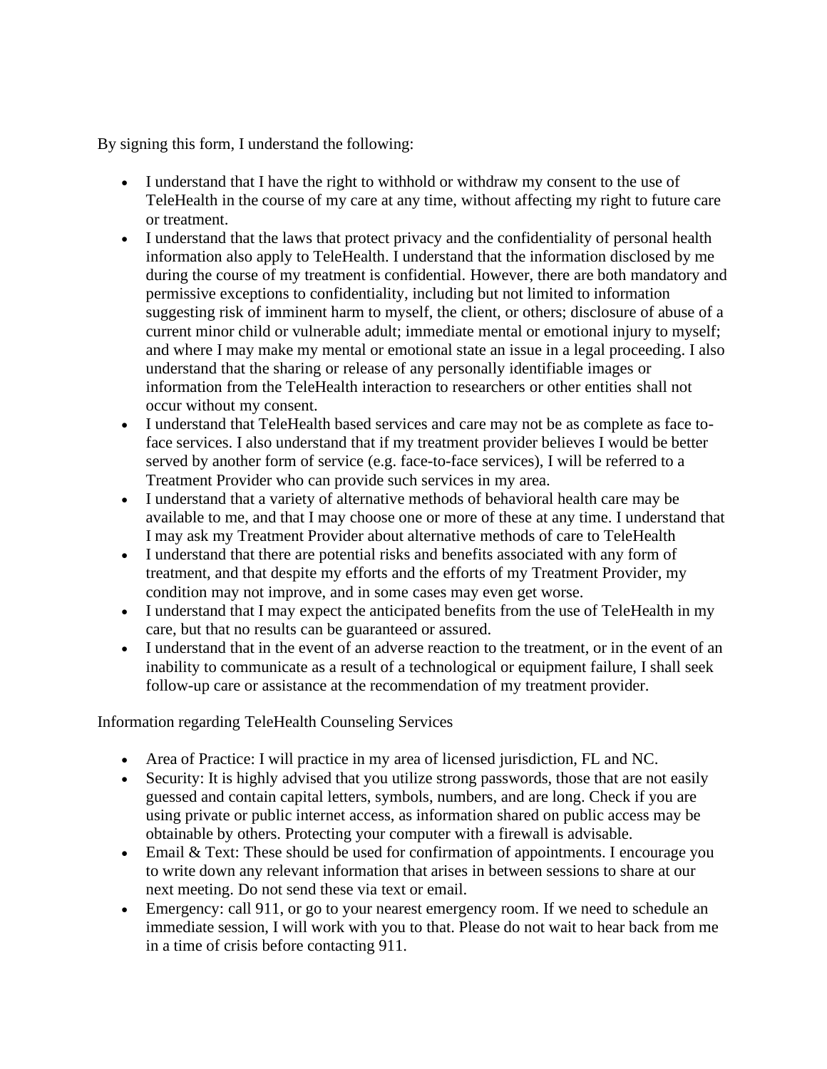By signing this form, I understand the following:

- I understand that I have the right to withhold or withdraw my consent to the use of TeleHealth in the course of my care at any time, without affecting my right to future care or treatment.
- I understand that the laws that protect privacy and the confidentiality of personal health information also apply to TeleHealth. I understand that the information disclosed by me during the course of my treatment is confidential. However, there are both mandatory and permissive exceptions to confidentiality, including but not limited to information suggesting risk of imminent harm to myself, the client, or others; disclosure of abuse of a current minor child or vulnerable adult; immediate mental or emotional injury to myself; and where I may make my mental or emotional state an issue in a legal proceeding. I also understand that the sharing or release of any personally identifiable images or information from the TeleHealth interaction to researchers or other entities shall not occur without my consent.
- I understand that TeleHealth based services and care may not be as complete as face to-face services. I also understand that if my treatment provider believes I would be better served by another form of service (e.g. face-to-face services), I will be referred to a Treatment Provider who can provide such services in my area.
- I understand that a variety of alternative methods of behavioral health care may be available to me, and that I may choose one or more of these at any time. I understand that I may ask my Treatment Provider about alternative methods of care to TeleHealth
- I understand that there are potential risks and benefits associated with any form of treatment, and that despite my efforts and the efforts of my Treatment Provider, my condition may not improve, and in some cases may even get worse.
- I understand that I may expect the anticipated benefits from the use of TeleHealth in my care, but that no results can be guaranteed or assured.
- I understand that in the event of an adverse reaction to the treatment, or in the event of an inability to communicate as a result of a technological or equipment failure, I shall seek follow-up care or assistance at the recommendation of my treatment provider.

Information regarding TeleHealth Counseling Services

- Area of Practice: I will practice in my area of licensed jurisdiction, FL and NC.
- Security: It is highly advised that you utilize strong passwords, those that are not easily guessed and contain capital letters, symbols, numbers, and are long. Check if you are using private or public internet access, as information shared on public access may be obtainable by others. Protecting your computer with a firewall is advisable.
- Email & Text: These should be used for confirmation of appointments. I encourage you to write down any relevant information that arises in between sessions to share at our next meeting. Do not send these via text or email.
- Emergency: call 911, or go to your nearest emergency room. If we need to schedule an immediate session, I will work with you to that. Please do not wait to hear back from me in a time of crisis before contacting 911.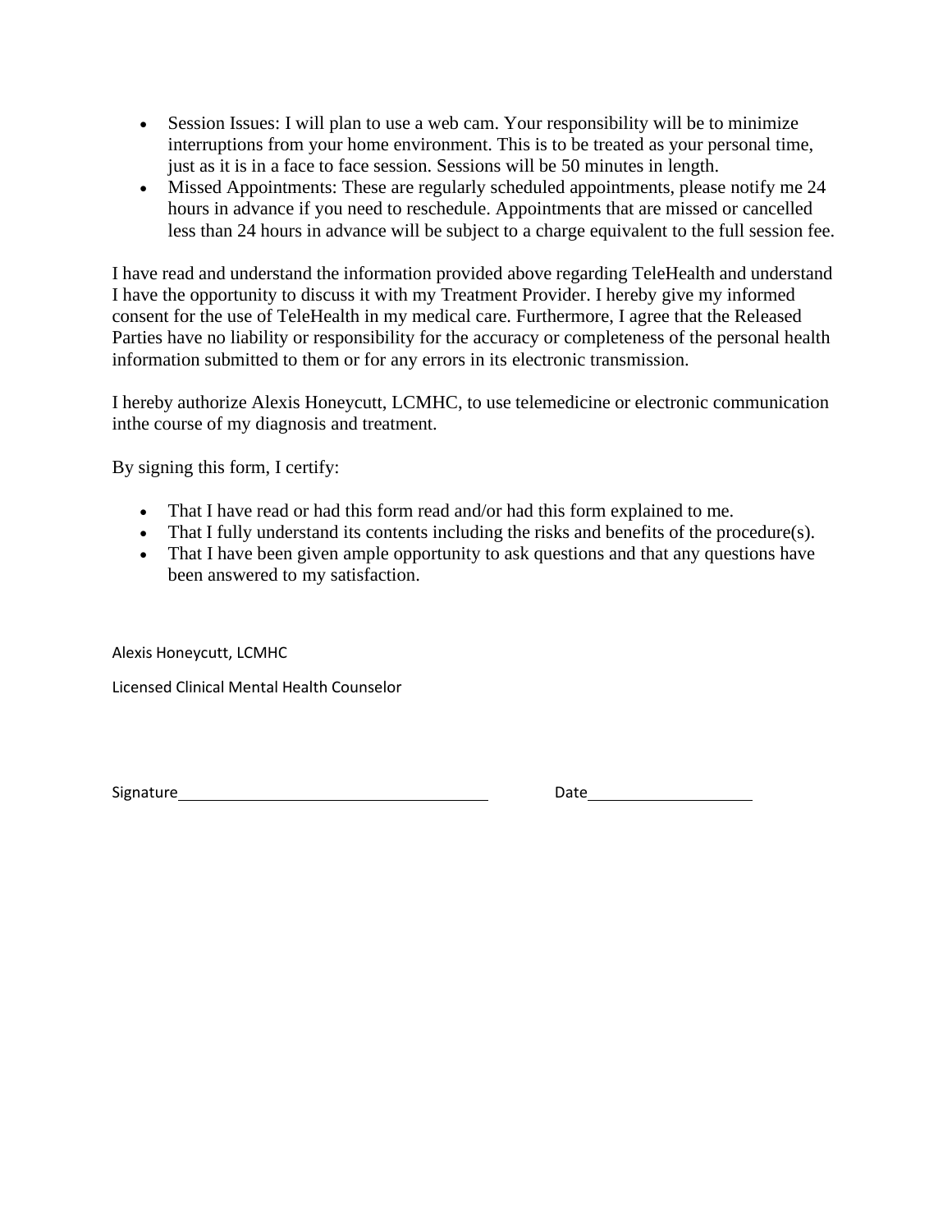- Session Issues: I will plan to use a web cam. Your responsibility will be to minimize interruptions from your home environment. This is to be treated as your personal time, just as it is in a face to face session. Sessions will be 50 minutes in length.
- Missed Appointments: These are regularly scheduled appointments, please notify me 24 hours in advance if you need to reschedule. Appointments that are missed or cancelled less than 24 hours in advance will be subject to a charge equivalent to the full session fee.

I have read and understand the information provided above regarding TeleHealth and understand I have the opportunity to discuss it with my Treatment Provider. I hereby give my informed consent for the use of TeleHealth in my medical care. Furthermore, I agree that the Released Parties have no liability or responsibility for the accuracy or completeness of the personal health information submitted to them or for any errors in its electronic transmission.

I hereby authorize Alexis Honeycutt, LCMHC, to use telemedicine or electronic communication inthe course of my diagnosis and treatment.

By signing this form, I certify:

- That I have read or had this form read and/or had this form explained to me.
- That I fully understand its contents including the risks and benefits of the procedure(s).
- That I have been given ample opportunity to ask questions and that any questions have been answered to my satisfaction.

Alexis Honeycutt, LCMHC

Licensed Clinical Mental Health Counselor

Signature\_\_\_\_\_\_\_\_\_\_\_\_\_\_\_\_\_\_\_\_\_\_\_\_\_\_\_\_\_\_\_\_ Date\_\_\_\_\_\_\_\_\_\_\_\_\_\_\_\_\_\_